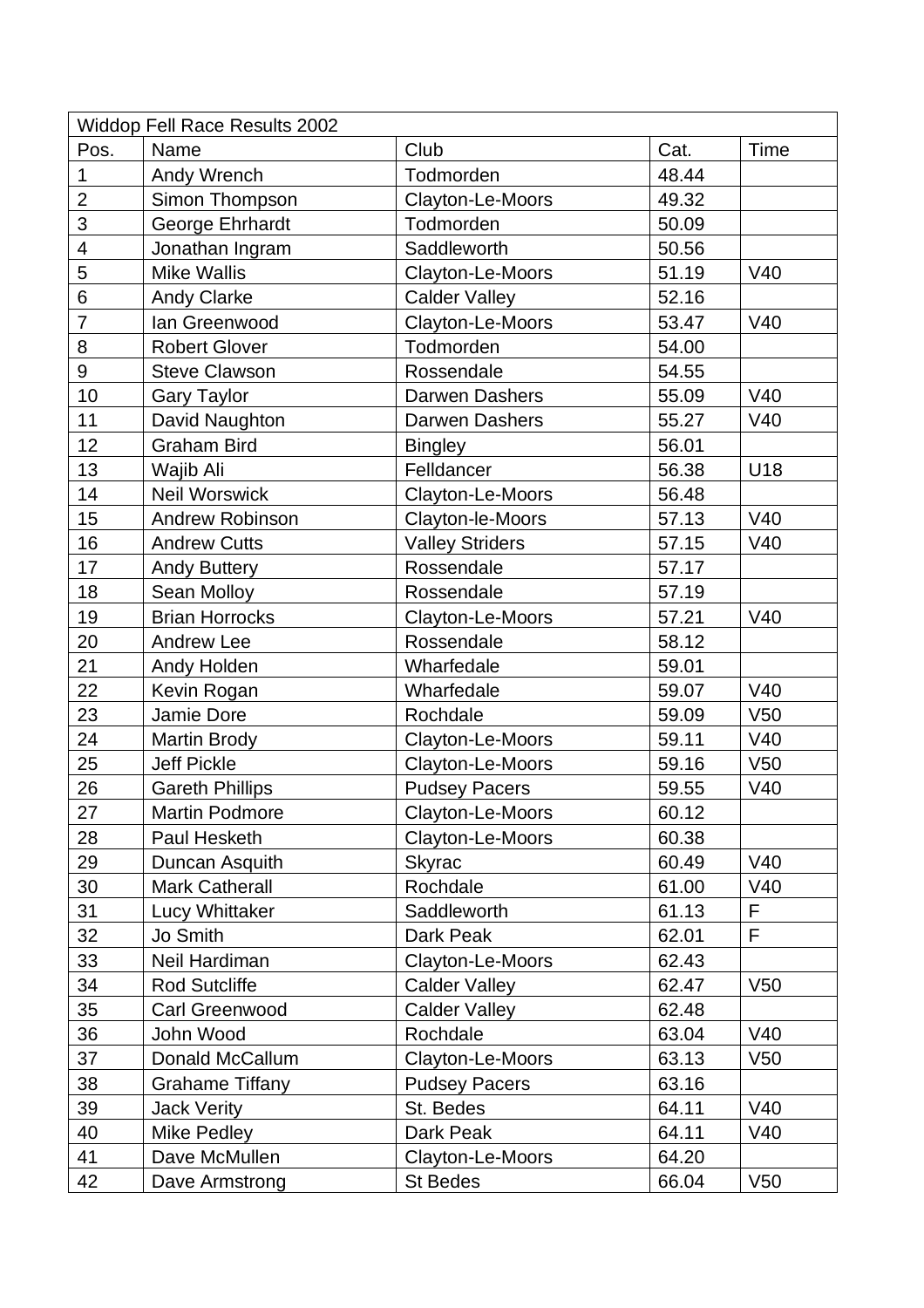| Widdop Fell Race Results 2002 | | | | |
|---|---|---|---|---|
| Pos. | Name | Club | Cat. | Time |
| 1 | Andy Wrench | Todmorden | 48.44 | |
| 2 | Simon Thompson | Clayton-Le-Moors | 49.32 | |
| 3 | George Ehrhardt | Todmorden | 50.09 | |
| 4 | Jonathan Ingram | Saddleworth | 50.56 | |
| 5 | Mike Wallis | Clayton-Le-Moors | 51.19 | V40 |
| 6 | Andy Clarke | Calder Valley | 52.16 | |
| 7 | Ian Greenwood | Clayton-Le-Moors | 53.47 | V40 |
| 8 | Robert Glover | Todmorden | 54.00 | |
| 9 | Steve Clawson | Rossendale | 54.55 | |
| 10 | Gary Taylor | Darwen Dashers | 55.09 | V40 |
| 11 | David Naughton | Darwen Dashers | 55.27 | V40 |
| 12 | Graham Bird | Bingley | 56.01 | |
| 13 | Wajib Ali | Felldancer | 56.38 | U18 |
| 14 | Neil Worswick | Clayton-Le-Moors | 56.48 | |
| 15 | Andrew Robinson | Clayton-le-Moors | 57.13 | V40 |
| 16 | Andrew Cutts | Valley Striders | 57.15 | V40 |
| 17 | Andy Buttery | Rossendale | 57.17 | |
| 18 | Sean Molloy | Rossendale | 57.19 | |
| 19 | Brian Horrocks | Clayton-Le-Moors | 57.21 | V40 |
| 20 | Andrew Lee | Rossendale | 58.12 | |
| 21 | Andy Holden | Wharfedale | 59.01 | |
| 22 | Kevin Rogan | Wharfedale | 59.07 | V40 |
| 23 | Jamie Dore | Rochdale | 59.09 | V50 |
| 24 | Martin Brody | Clayton-Le-Moors | 59.11 | V40 |
| 25 | Jeff Pickle | Clayton-Le-Moors | 59.16 | V50 |
| 26 | Gareth Phillips | Pudsey Pacers | 59.55 | V40 |
| 27 | Martin Podmore | Clayton-Le-Moors | 60.12 | |
| 28 | Paul Hesketh | Clayton-Le-Moors | 60.38 | |
| 29 | Duncan Asquith | Skyrac | 60.49 | V40 |
| 30 | Mark Catherall | Rochdale | 61.00 | V40 |
| 31 | Lucy Whittaker | Saddleworth | 61.13 | F |
| 32 | Jo Smith | Dark Peak | 62.01 | F |
| 33 | Neil Hardiman | Clayton-Le-Moors | 62.43 | |
| 34 | Rod Sutcliffe | Calder Valley | 62.47 | V50 |
| 35 | Carl Greenwood | Calder Valley | 62.48 | |
| 36 | John Wood | Rochdale | 63.04 | V40 |
| 37 | Donald McCallum | Clayton-Le-Moors | 63.13 | V50 |
| 38 | Grahame Tiffany | Pudsey Pacers | 63.16 | |
| 39 | Jack Verity | St. Bedes | 64.11 | V40 |
| 40 | Mike Pedley | Dark Peak | 64.11 | V40 |
| 41 | Dave McMullen | Clayton-Le-Moors | 64.20 | |
| 42 | Dave Armstrong | St Bedes | 66.04 | V50 |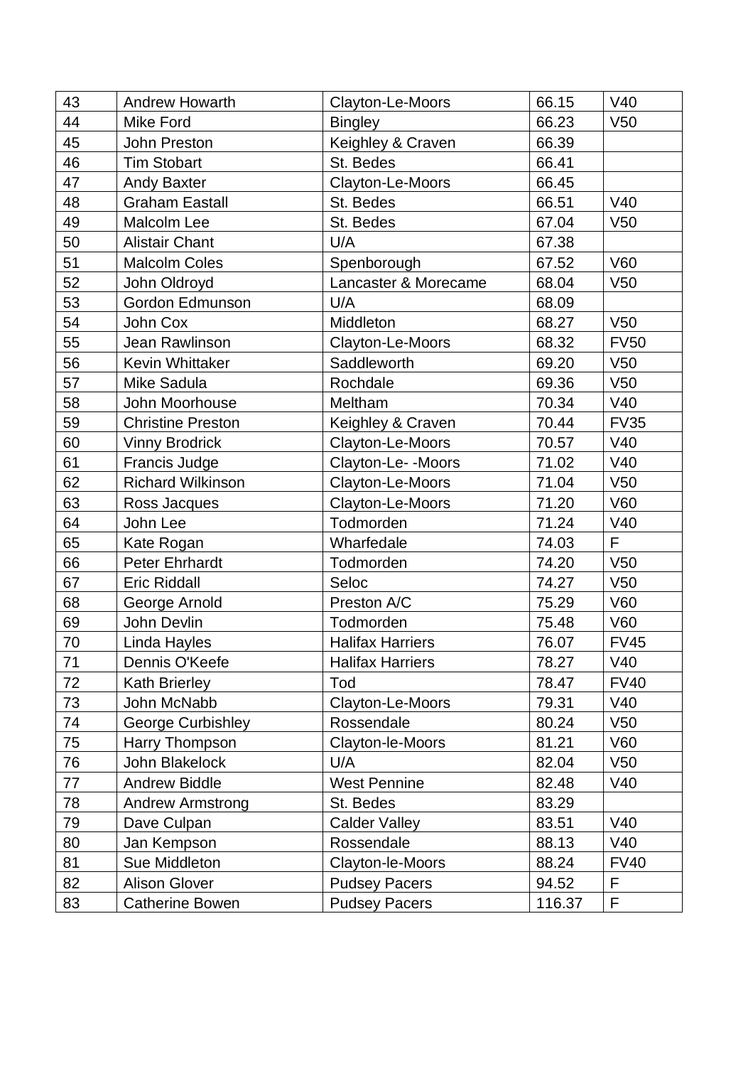| | | | | |
|---|---|---|---|---|
| 43 | Andrew Howarth | Clayton-Le-Moors | 66.15 | V40 |
| 44 | Mike Ford | Bingley | 66.23 | V50 |
| 45 | John Preston | Keighley & Craven | 66.39 | |
| 46 | Tim Stobart | St. Bedes | 66.41 | |
| 47 | Andy Baxter | Clayton-Le-Moors | 66.45 | |
| 48 | Graham Eastall | St. Bedes | 66.51 | V40 |
| 49 | Malcolm Lee | St. Bedes | 67.04 | V50 |
| 50 | Alistair Chant | U/A | 67.38 | |
| 51 | Malcolm Coles | Spenborough | 67.52 | V60 |
| 52 | John Oldroyd | Lancaster & Morecame | 68.04 | V50 |
| 53 | Gordon Edmunson | U/A | 68.09 | |
| 54 | John Cox | Middleton | 68.27 | V50 |
| 55 | Jean Rawlinson | Clayton-Le-Moors | 68.32 | FV50 |
| 56 | Kevin Whittaker | Saddleworth | 69.20 | V50 |
| 57 | Mike Sadula | Rochdale | 69.36 | V50 |
| 58 | John Moorhouse | Meltham | 70.34 | V40 |
| 59 | Christine Preston | Keighley & Craven | 70.44 | FV35 |
| 60 | Vinny Brodrick | Clayton-Le-Moors | 70.57 | V40 |
| 61 | Francis Judge | Clayton-Le- -Moors | 71.02 | V40 |
| 62 | Richard Wilkinson | Clayton-Le-Moors | 71.04 | V50 |
| 63 | Ross Jacques | Clayton-Le-Moors | 71.20 | V60 |
| 64 | John Lee | Todmorden | 71.24 | V40 |
| 65 | Kate Rogan | Wharfedale | 74.03 | F |
| 66 | Peter Ehrhardt | Todmorden | 74.20 | V50 |
| 67 | Eric Riddall | Seloc | 74.27 | V50 |
| 68 | George Arnold | Preston A/C | 75.29 | V60 |
| 69 | John Devlin | Todmorden | 75.48 | V60 |
| 70 | Linda Hayles | Halifax Harriers | 76.07 | FV45 |
| 71 | Dennis O'Keefe | Halifax Harriers | 78.27 | V40 |
| 72 | Kath Brierley | Tod | 78.47 | FV40 |
| 73 | John McNabb | Clayton-Le-Moors | 79.31 | V40 |
| 74 | George Curbishley | Rossendale | 80.24 | V50 |
| 75 | Harry Thompson | Clayton-le-Moors | 81.21 | V60 |
| 76 | John Blakelock | U/A | 82.04 | V50 |
| 77 | Andrew Biddle | West Pennine | 82.48 | V40 |
| 78 | Andrew Armstrong | St. Bedes | 83.29 | |
| 79 | Dave Culpan | Calder Valley | 83.51 | V40 |
| 80 | Jan Kempson | Rossendale | 88.13 | V40 |
| 81 | Sue Middleton | Clayton-le-Moors | 88.24 | FV40 |
| 82 | Alison Glover | Pudsey Pacers | 94.52 | F |
| 83 | Catherine Bowen | Pudsey Pacers | 116.37 | F |